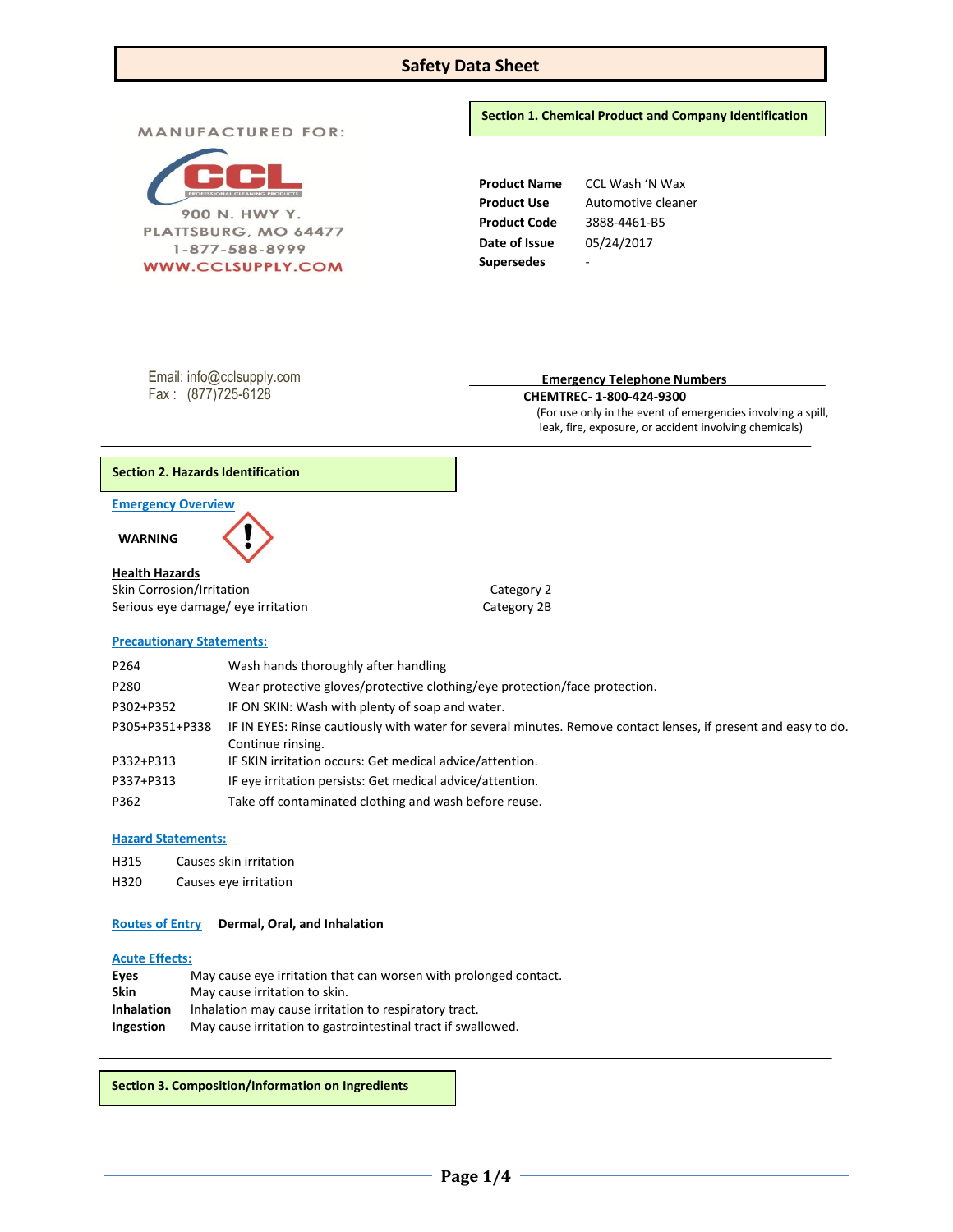# Safety Data Sheet

MANUFACTURED FOR:

CCL PROFESSIONAL CLEANING PRODUCTS

900 N. HWY Y.
PLATTSBURG, MO 64477
1-877-588-8999
WWW.CCLSUPPLY.COM

## Section 1. Chemical Product and Company Identification

| | |
|---|---|
| **Product Name** | CCL Wash 'N Wax |
| **Product Use** | Automotive cleaner |
| **Product Code** | 3888-4461-B5 |
| **Date of Issue** | 05/24/2017 |
| **Supersedes** | - |

Email: info@cclsupply.com
Fax : (877)725-6128

**Emergency Telephone Numbers**

**CHEMTREC- 1-800-424-9300**

(For use only in the event of emergencies involving a spill, leak, fire, exposure, or accident involving chemicals)

## Section 2. Hazards Identification

**Emergency Overview**

**WARNING**

**Health Hazards**

| | |
|---|---|
| Skin Corrosion/Irritation | Category 2 |
| Serious eye damage/ eye irritation | Category 2B |

**Precautionary Statements:**

| | |
|---|---|
| P264 | Wash hands thoroughly after handling |
| P280 | Wear protective gloves/protective clothing/eye protection/face protection. |
| P302+P352 | IF ON SKIN: Wash with plenty of soap and water. |
| P305+P351+P338 | IF IN EYES: Rinse cautiously with water for several minutes. Remove contact lenses, if present and easy to do. Continue rinsing. |
| P332+P313 | IF SKIN irritation occurs: Get medical advice/attention. |
| P337+P313 | IF eye irritation persists: Get medical advice/attention. |
| P362 | Take off contaminated clothing and wash before reuse. |

**Hazard Statements:**

| | |
|---|---|
| H315 | Causes skin irritation |
| H320 | Causes eye irritation |

**Routes of Entry** **Dermal, Oral, and Inhalation**

**Acute Effects:**

| | |
|---|---|
| **Eyes** | May cause eye irritation that can worsen with prolonged contact. |
| **Skin** | May cause irritation to skin. |
| **Inhalation** | Inhalation may cause irritation to respiratory tract. |
| **Ingestion** | May cause irritation to gastrointestinal tract if swallowed. |

## Section 3. Composition/Information on Ingredients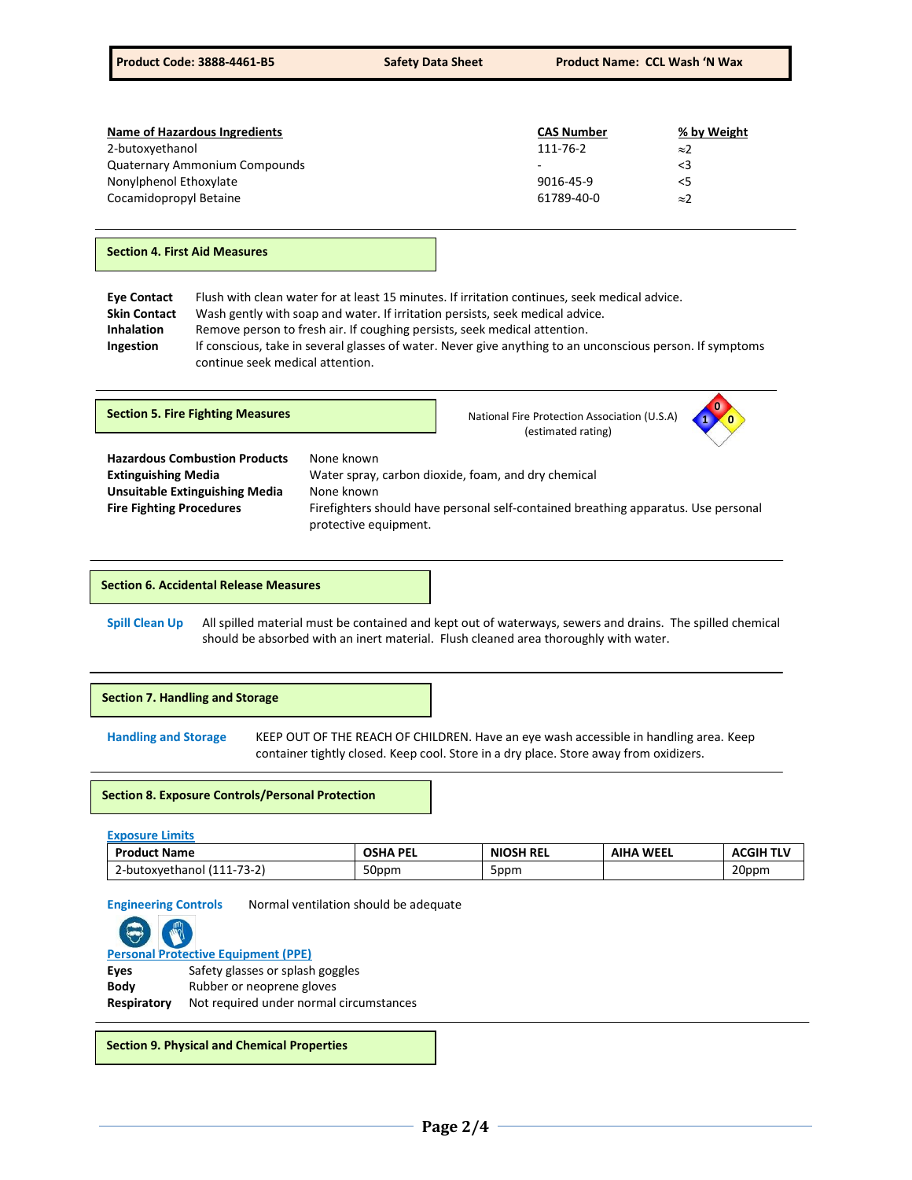| Name of Hazardous Ingredients | CAS Number | % by Weight |
|---|---|---|
| 2-butoxyethanol | 111-76-2 | ≈2 |
| Quaternary Ammonium Compounds | - | <3 |
| Nonylphenol Ethoxylate | 9016-45-9 | <5 |
| Cocamidopropyl Betaine | 61789-40-0 | ≈2 |

## Section 4. First Aid Measures

**Eye Contact** Flush with clean water for at least 15 minutes. If irritation continues, seek medical advice.
**Skin Contact** Wash gently with soap and water. If irritation persists, seek medical advice.
**Inhalation** Remove person to fresh air. If coughing persists, seek medical attention.
**Ingestion** If conscious, take in several glasses of water. Never give anything to an unconscious person. If symptoms continue seek medical attention.

## Section 5. Fire Fighting Measures

National Fire Protection Association (U.S.A) (estimated rating)

0
1
0

**Hazardous Combustion Products** None known
**Extinguishing Media** Water spray, carbon dioxide, foam, and dry chemical
**Unsuitable Extinguishing Media** None known
**Fire Fighting Procedures** Firefighters should have personal self-contained breathing apparatus. Use personal protective equipment.

## Section 6. Accidental Release Measures

**Spill Clean Up** All spilled material must be contained and kept out of waterways, sewers and drains. The spilled chemical should be absorbed with an inert material. Flush cleaned area thoroughly with water.

## Section 7. Handling and Storage

**Handling and Storage** KEEP OUT OF THE REACH OF CHILDREN. Have an eye wash accessible in handling area. Keep container tightly closed. Keep cool. Store in a dry place. Store away from oxidizers.

## Section 8. Exposure Controls/Personal Protection

**Exposure Limits**

| Product Name | OSHA PEL | NIOSH REL | AIHA WEEL | ACGIH TLV |
|---|---|---|---|---|
| 2-butoxyethanol (111-73-2) | 50ppm | 5ppm | | 20ppm |

**Engineering Controls** Normal ventilation should be adequate

**Personal Protective Equipment (PPE)**

**Eyes** Safety glasses or splash goggles
**Body** Rubber or neoprene gloves
**Respiratory** Not required under normal circumstances

## Section 9. Physical and Chemical Properties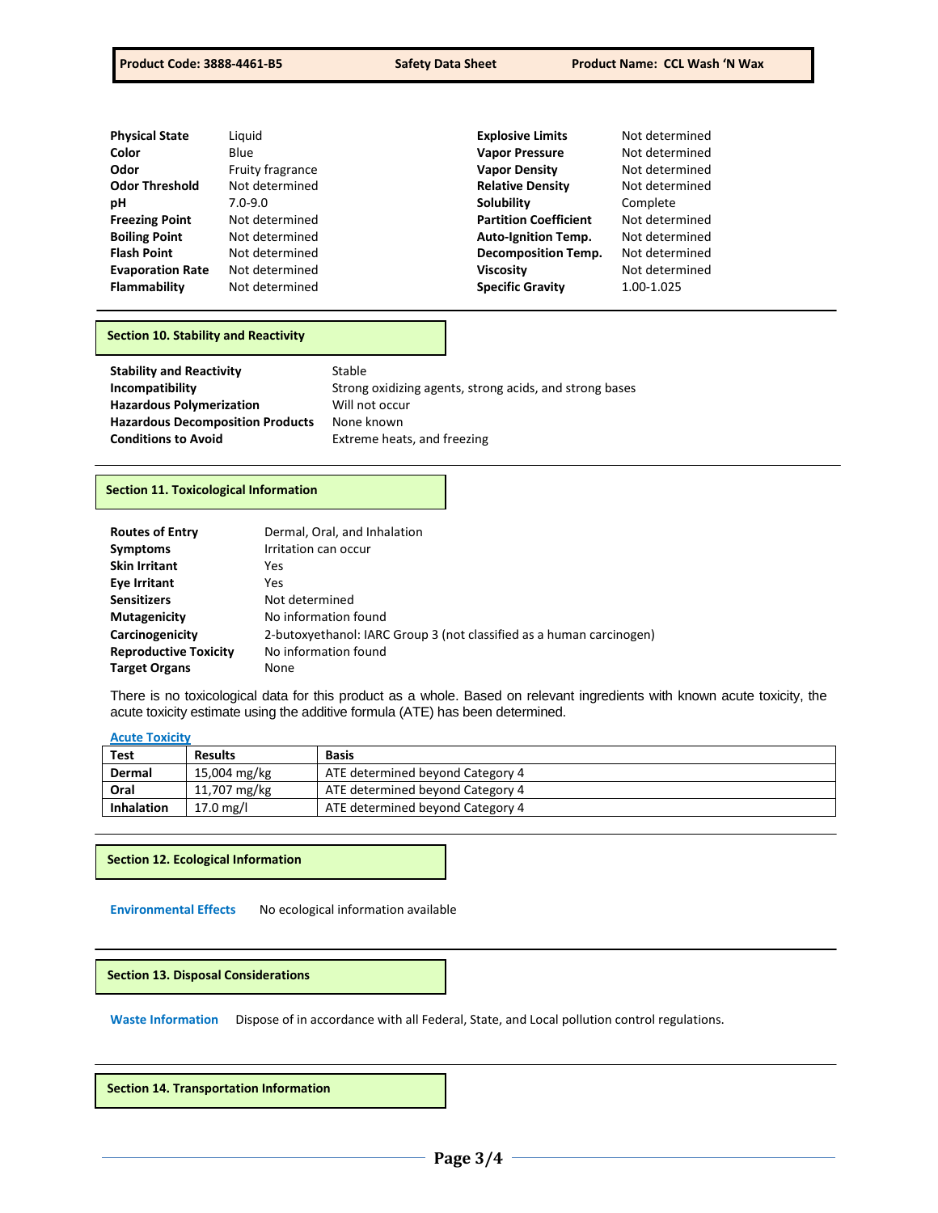| | | | |
|---|---|---|---|
| **Physical State** | Liquid | **Explosive Limits** | Not determined |
| **Color** | Blue | **Vapor Pressure** | Not determined |
| **Odor** | Fruity fragrance | **Vapor Density** | Not determined |
| **Odor Threshold** | Not determined | **Relative Density** | Not determined |
| **pH** | 7.0-9.0 | **Solubility** | Complete |
| **Freezing Point** | Not determined | **Partition Coefficient** | Not determined |
| **Boiling Point** | Not determined | **Auto-Ignition Temp.** | Not determined |
| **Flash Point** | Not determined | **Decomposition Temp.** | Not determined |
| **Evaporation Rate** | Not determined | **Viscosity** | Not determined |
| **Flammability** | Not determined | **Specific Gravity** | 1.00-1.025 |

## Section 10. Stability and Reactivity

| | |
|---|---|
| **Stability and Reactivity** | Stable |
| **Incompatibility** | Strong oxidizing agents, strong acids, and strong bases |
| **Hazardous Polymerization** | Will not occur |
| **Hazardous Decomposition Products** | None known |
| **Conditions to Avoid** | Extreme heats, and freezing |

## Section 11. Toxicological Information

| | |
|---|---|
| **Routes of Entry** | Dermal, Oral, and Inhalation |
| **Symptoms** | Irritation can occur |
| **Skin Irritant** | Yes |
| **Eye Irritant** | Yes |
| **Sensitizers** | Not determined |
| **Mutagenicity** | No information found |
| **Carcinogenicity** | 2-butoxyethanol: IARC Group 3 (not classified as a human carcinogen) |
| **Reproductive Toxicity** | No information found |
| **Target Organs** | None |

There is no toxicological data for this product as a whole. Based on relevant ingredients with known acute toxicity, the acute toxicity estimate using the additive formula (ATE) has been determined.

**Acute Toxicity**

| Test | Results | Basis |
|---|---|---|
| **Dermal** | 15,004 mg/kg | ATE determined beyond Category 4 |
| **Oral** | 11,707 mg/kg | ATE determined beyond Category 4 |
| **Inhalation** | 17.0 mg/l | ATE determined beyond Category 4 |

## Section 12. Ecological Information

**Environmental Effects** No ecological information available

## Section 13. Disposal Considerations

**Waste Information** Dispose of in accordance with all Federal, State, and Local pollution control regulations.

## Section 14. Transportation Information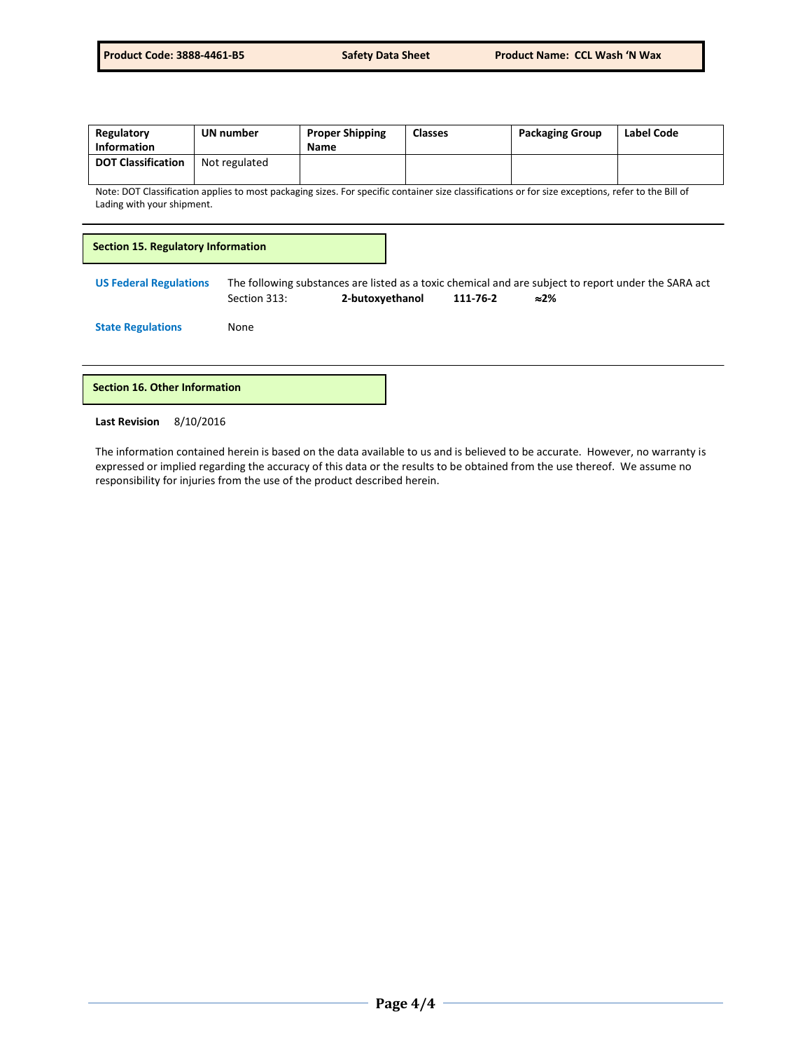| Regulatory Information | UN number | Proper Shipping Name | Classes | Packaging Group | Label Code |
|---|---|---|---|---|---|
| **DOT Classification** | Not regulated | | | | |

Note: DOT Classification applies to most packaging sizes. For specific container size classifications or for size exceptions, refer to the Bill of Lading with your shipment.

## Section 15. Regulatory Information

**US Federal Regulations** The following substances are listed as a toxic chemical and are subject to report under the SARA act Section 313: **2-butoxyethanol** **111-76-2** **≈2%**

**State Regulations** None

## Section 16. Other Information

**Last Revision** 8/10/2016

The information contained herein is based on the data available to us and is believed to be accurate. However, no warranty is expressed or implied regarding the accuracy of this data or the results to be obtained from the use thereof. We assume no responsibility for injuries from the use of the product described herein.